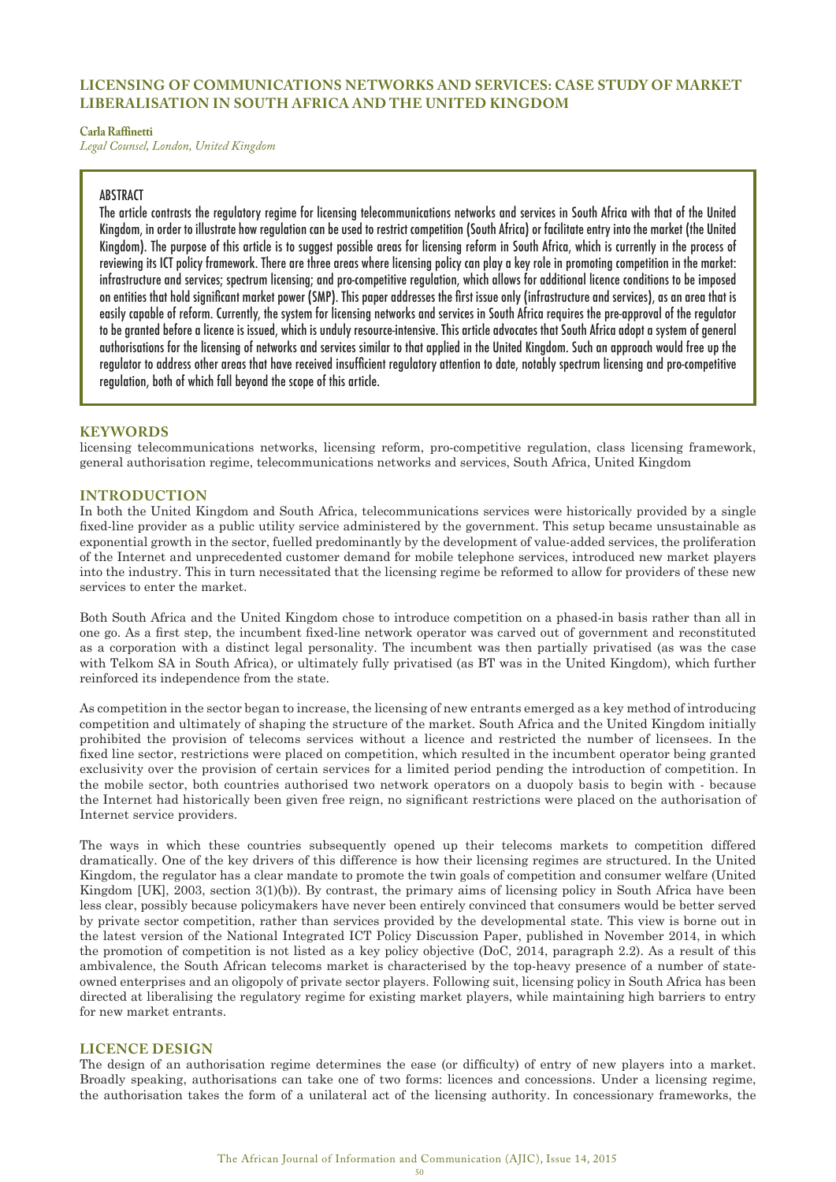# LICENSING OF COMMUNICATIONS NETWORKS AND SERVICES: CASE STUDY OF MARKET LIBERALISATION IN SOUTH AFRICA AND THE UNITED KINGDOM

**Carla Raffinetti**
*Legal Counsel, London, United Kingdom*

## ABSTRACT

The article contrasts the regulatory regime for licensing telecommunications networks and services in South Africa with that of the United Kingdom, in order to illustrate how regulation can be used to restrict competition (South Africa) or facilitate entry into the market (the United Kingdom). The purpose of this article is to suggest possible areas for licensing reform in South Africa, which is currently in the process of reviewing its ICT policy framework. There are three areas where licensing policy can play a key role in promoting competition in the market: infrastructure and services; spectrum licensing; and pro-competitive regulation, which allows for additional licence conditions to be imposed on entities that hold significant market power (SMP). This paper addresses the first issue only (infrastructure and services), as an area that is easily capable of reform. Currently, the system for licensing networks and services in South Africa requires the pre-approval of the regulator to be granted before a licence is issued, which is unduly resource-intensive. This article advocates that South Africa adopt a system of general authorisations for the licensing of networks and services similar to that applied in the United Kingdom. Such an approach would free up the regulator to address other areas that have received insufficient regulatory attention to date, notably spectrum licensing and pro-competitive regulation, both of which fall beyond the scope of this article.

## KEYWORDS

licensing telecommunications networks, licensing reform, pro-competitive regulation, class licensing framework, general authorisation regime, telecommunications networks and services, South Africa, United Kingdom

## INTRODUCTION

In both the United Kingdom and South Africa, telecommunications services were historically provided by a single fixed-line provider as a public utility service administered by the government. This setup became unsustainable as exponential growth in the sector, fuelled predominantly by the development of value-added services, the proliferation of the Internet and unprecedented customer demand for mobile telephone services, introduced new market players into the industry. This in turn necessitated that the licensing regime be reformed to allow for providers of these new services to enter the market.

Both South Africa and the United Kingdom chose to introduce competition on a phased-in basis rather than all in one go. As a first step, the incumbent fixed-line network operator was carved out of government and reconstituted as a corporation with a distinct legal personality. The incumbent was then partially privatised (as was the case with Telkom SA in South Africa), or ultimately fully privatised (as BT was in the United Kingdom), which further reinforced its independence from the state.

As competition in the sector began to increase, the licensing of new entrants emerged as a key method of introducing competition and ultimately of shaping the structure of the market. South Africa and the United Kingdom initially prohibited the provision of telecoms services without a licence and restricted the number of licensees. In the fixed line sector, restrictions were placed on competition, which resulted in the incumbent operator being granted exclusivity over the provision of certain services for a limited period pending the introduction of competition. In the mobile sector, both countries authorised two network operators on a duopoly basis to begin with - because the Internet had historically been given free reign, no significant restrictions were placed on the authorisation of Internet service providers.

The ways in which these countries subsequently opened up their telecoms markets to competition differed dramatically. One of the key drivers of this difference is how their licensing regimes are structured. In the United Kingdom, the regulator has a clear mandate to promote the twin goals of competition and consumer welfare (United Kingdom [UK], 2003, section 3(1)(b)). By contrast, the primary aims of licensing policy in South Africa have been less clear, possibly because policymakers have never been entirely convinced that consumers would be better served by private sector competition, rather than services provided by the developmental state. This view is borne out in the latest version of the National Integrated ICT Policy Discussion Paper, published in November 2014, in which the promotion of competition is not listed as a key policy objective (DoC, 2014, paragraph 2.2). As a result of this ambivalence, the South African telecoms market is characterised by the top-heavy presence of a number of state-owned enterprises and an oligopoly of private sector players. Following suit, licensing policy in South Africa has been directed at liberalising the regulatory regime for existing market players, while maintaining high barriers to entry for new market entrants.

## LICENCE DESIGN

The design of an authorisation regime determines the ease (or difficulty) of entry of new players into a market. Broadly speaking, authorisations can take one of two forms: licences and concessions. Under a licensing regime, the authorisation takes the form of a unilateral act of the licensing authority. In concessionary frameworks, the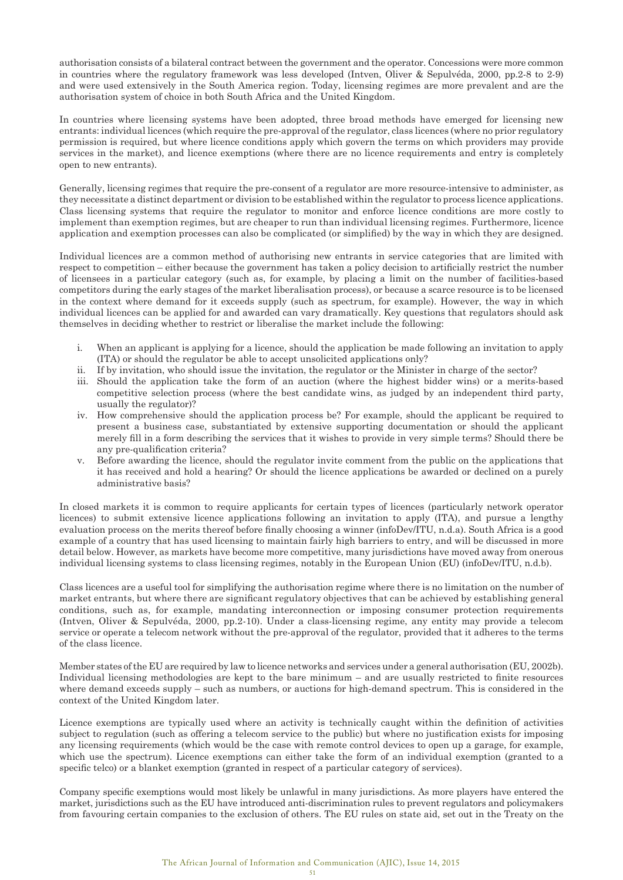authorisation consists of a bilateral contract between the government and the operator. Concessions were more common in countries where the regulatory framework was less developed (Intven, Oliver & Sepulvéda, 2000, pp.2-8 to 2-9) and were used extensively in the South America region. Today, licensing regimes are more prevalent and are the authorisation system of choice in both South Africa and the United Kingdom.

In countries where licensing systems have been adopted, three broad methods have emerged for licensing new entrants: individual licences (which require the pre-approval of the regulator, class licences (where no prior regulatory permission is required, but where licence conditions apply which govern the terms on which providers may provide services in the market), and licence exemptions (where there are no licence requirements and entry is completely open to new entrants).

Generally, licensing regimes that require the pre-consent of a regulator are more resource-intensive to administer, as they necessitate a distinct department or division to be established within the regulator to process licence applications. Class licensing systems that require the regulator to monitor and enforce licence conditions are more costly to implement than exemption regimes, but are cheaper to run than individual licensing regimes. Furthermore, licence application and exemption processes can also be complicated (or simplified) by the way in which they are designed.

Individual licences are a common method of authorising new entrants in service categories that are limited with respect to competition – either because the government has taken a policy decision to artificially restrict the number of licensees in a particular category (such as, for example, by placing a limit on the number of facilities-based competitors during the early stages of the market liberalisation process), or because a scarce resource is to be licensed in the context where demand for it exceeds supply (such as spectrum, for example). However, the way in which individual licences can be applied for and awarded can vary dramatically. Key questions that regulators should ask themselves in deciding whether to restrict or liberalise the market include the following:

i. When an applicant is applying for a licence, should the application be made following an invitation to apply (ITA) or should the regulator be able to accept unsolicited applications only?
ii. If by invitation, who should issue the invitation, the regulator or the Minister in charge of the sector?
iii. Should the application take the form of an auction (where the highest bidder wins) or a merits-based competitive selection process (where the best candidate wins, as judged by an independent third party, usually the regulator)?
iv. How comprehensive should the application process be? For example, should the applicant be required to present a business case, substantiated by extensive supporting documentation or should the applicant merely fill in a form describing the services that it wishes to provide in very simple terms? Should there be any pre-qualification criteria?
v. Before awarding the licence, should the regulator invite comment from the public on the applications that it has received and hold a hearing? Or should the licence applications be awarded or declined on a purely administrative basis?

In closed markets it is common to require applicants for certain types of licences (particularly network operator licences) to submit extensive licence applications following an invitation to apply (ITA), and pursue a lengthy evaluation process on the merits thereof before finally choosing a winner (infoDev/ITU, n.d.a). South Africa is a good example of a country that has used licensing to maintain fairly high barriers to entry, and will be discussed in more detail below. However, as markets have become more competitive, many jurisdictions have moved away from onerous individual licensing systems to class licensing regimes, notably in the European Union (EU) (infoDev/ITU, n.d.b).

Class licences are a useful tool for simplifying the authorisation regime where there is no limitation on the number of market entrants, but where there are significant regulatory objectives that can be achieved by establishing general conditions, such as, for example, mandating interconnection or imposing consumer protection requirements (Intven, Oliver & Sepulvéda, 2000, pp.2-10). Under a class-licensing regime, any entity may provide a telecom service or operate a telecom network without the pre-approval of the regulator, provided that it adheres to the terms of the class licence.

Member states of the EU are required by law to licence networks and services under a general authorisation (EU, 2002b). Individual licensing methodologies are kept to the bare minimum – and are usually restricted to finite resources where demand exceeds supply – such as numbers, or auctions for high-demand spectrum. This is considered in the context of the United Kingdom later.

Licence exemptions are typically used where an activity is technically caught within the definition of activities subject to regulation (such as offering a telecom service to the public) but where no justification exists for imposing any licensing requirements (which would be the case with remote control devices to open up a garage, for example, which use the spectrum). Licence exemptions can either take the form of an individual exemption (granted to a specific telco) or a blanket exemption (granted in respect of a particular category of services).

Company specific exemptions would most likely be unlawful in many jurisdictions. As more players have entered the market, jurisdictions such as the EU have introduced anti-discrimination rules to prevent regulators and policymakers from favouring certain companies to the exclusion of others. The EU rules on state aid, set out in the Treaty on the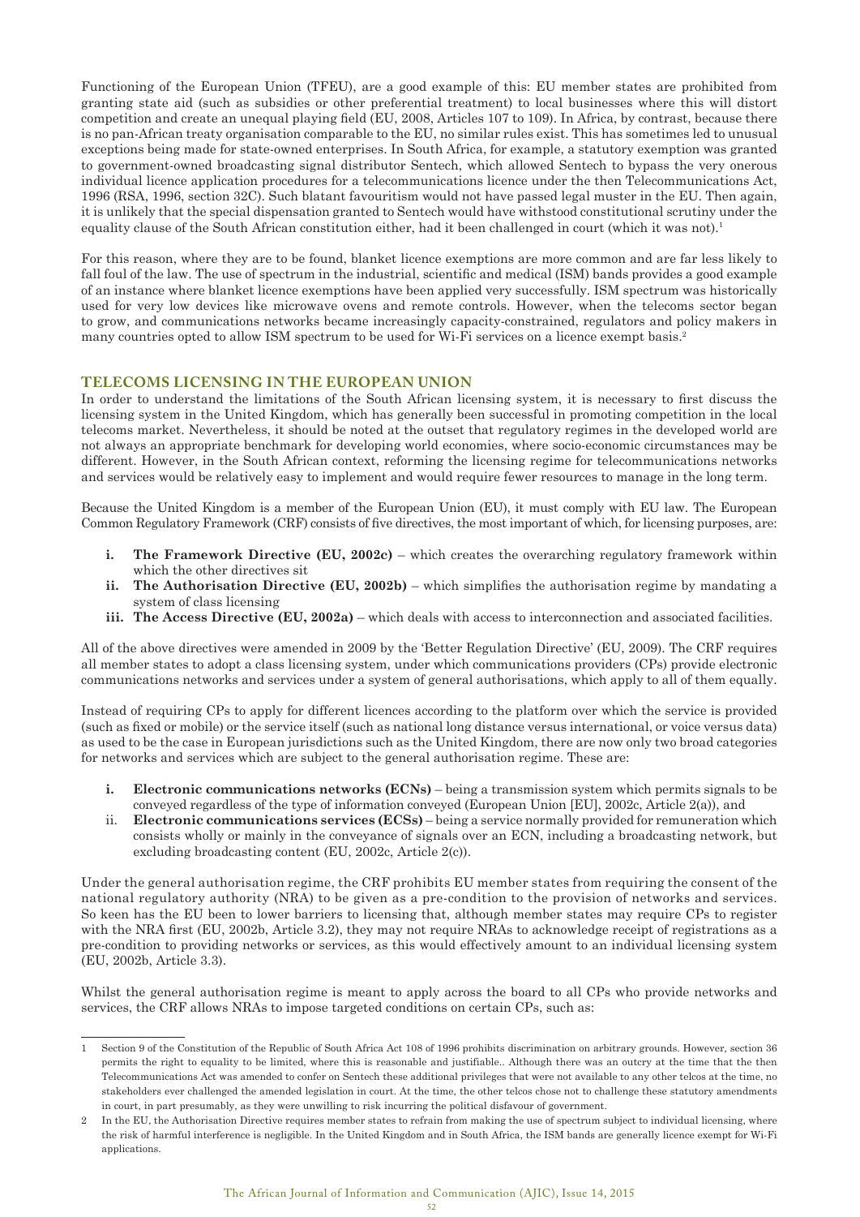Functioning of the European Union (TFEU), are a good example of this: EU member states are prohibited from granting state aid (such as subsidies or other preferential treatment) to local businesses where this will distort competition and create an unequal playing field (EU, 2008, Articles 107 to 109). In Africa, by contrast, because there is no pan-African treaty organisation comparable to the EU, no similar rules exist. This has sometimes led to unusual exceptions being made for state-owned enterprises. In South Africa, for example, a statutory exemption was granted to government-owned broadcasting signal distributor Sentech, which allowed Sentech to bypass the very onerous individual licence application procedures for a telecommunications licence under the then Telecommunications Act, 1996 (RSA, 1996, section 32C). Such blatant favouritism would not have passed legal muster in the EU. Then again, it is unlikely that the special dispensation granted to Sentech would have withstood constitutional scrutiny under the equality clause of the South African constitution either, had it been challenged in court (which it was not).[1]

For this reason, where they are to be found, blanket licence exemptions are more common and are far less likely to fall foul of the law. The use of spectrum in the industrial, scientific and medical (ISM) bands provides a good example of an instance where blanket licence exemptions have been applied very successfully. ISM spectrum was historically used for very low devices like microwave ovens and remote controls. However, when the telecoms sector began to grow, and communications networks became increasingly capacity-constrained, regulators and policy makers in many countries opted to allow ISM spectrum to be used for Wi-Fi services on a licence exempt basis.[2]

## TELECOMS LICENSING IN THE EUROPEAN UNION

In order to understand the limitations of the South African licensing system, it is necessary to first discuss the licensing system in the United Kingdom, which has generally been successful in promoting competition in the local telecoms market. Nevertheless, it should be noted at the outset that regulatory regimes in the developed world are not always an appropriate benchmark for developing world economies, where socio-economic circumstances may be different. However, in the South African context, reforming the licensing regime for telecommunications networks and services would be relatively easy to implement and would require fewer resources to manage in the long term.

Because the United Kingdom is a member of the European Union (EU), it must comply with EU law. The European Common Regulatory Framework (CRF) consists of five directives, the most important of which, for licensing purposes, are:

i. **The Framework Directive (EU, 2002c)** – which creates the overarching regulatory framework within which the other directives sit
ii. **The Authorisation Directive (EU, 2002b)** – which simplifies the authorisation regime by mandating a system of class licensing
iii. **The Access Directive (EU, 2002a)** – which deals with access to interconnection and associated facilities.

All of the above directives were amended in 2009 by the 'Better Regulation Directive' (EU, 2009). The CRF requires all member states to adopt a class licensing system, under which communications providers (CPs) provide electronic communications networks and services under a system of general authorisations, which apply to all of them equally.

Instead of requiring CPs to apply for different licences according to the platform over which the service is provided (such as fixed or mobile) or the service itself (such as national long distance versus international, or voice versus data) as used to be the case in European jurisdictions such as the United Kingdom, there are now only two broad categories for networks and services which are subject to the general authorisation regime. These are:

i. **Electronic communications networks (ECNs)** – being a transmission system which permits signals to be conveyed regardless of the type of information conveyed (European Union [EU], 2002c, Article 2(a)), and
ii. **Electronic communications services (ECSs)** – being a service normally provided for remuneration which consists wholly or mainly in the conveyance of signals over an ECN, including a broadcasting network, but excluding broadcasting content (EU, 2002c, Article 2(c)).

Under the general authorisation regime, the CRF prohibits EU member states from requiring the consent of the national regulatory authority (NRA) to be given as a pre-condition to the provision of networks and services. So keen has the EU been to lower barriers to licensing that, although member states may require CPs to register with the NRA first (EU, 2002b, Article 3.2), they may not require NRAs to acknowledge receipt of registrations as a pre-condition to providing networks or services, as this would effectively amount to an individual licensing system (EU, 2002b, Article 3.3).

Whilst the general authorisation regime is meant to apply across the board to all CPs who provide networks and services, the CRF allows NRAs to impose targeted conditions on certain CPs, such as:

---

[1] Section 9 of the Constitution of the Republic of South Africa Act 108 of 1996 prohibits discrimination on arbitrary grounds. However, section 36 permits the right to equality to be limited, where this is reasonable and justifiable.. Although there was an outcry at the time that the then Telecommunications Act was amended to confer on Sentech these additional privileges that were not available to any other telcos at the time, no stakeholders ever challenged the amended legislation in court. At the time, the other telcos chose not to challenge these statutory amendments in court, in part presumably, as they were unwilling to risk incurring the political disfavour of government.

[2] In the EU, the Authorisation Directive requires member states to refrain from making the use of spectrum subject to individual licensing, where the risk of harmful interference is negligible. In the United Kingdom and in South Africa, the ISM bands are generally licence exempt for Wi-Fi applications.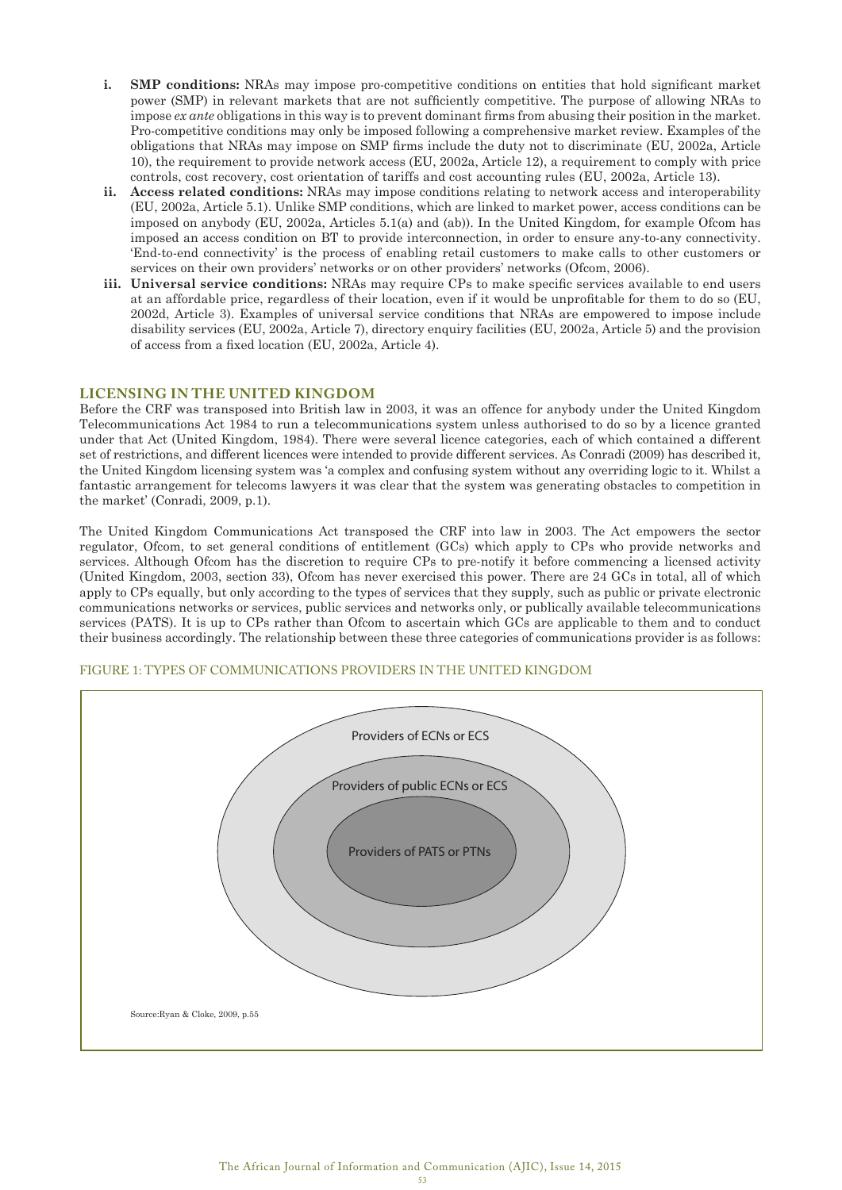i. **SMP conditions:** NRAs may impose pro-competitive conditions on entities that hold significant market power (SMP) in relevant markets that are not sufficiently competitive. The purpose of allowing NRAs to impose *ex ante* obligations in this way is to prevent dominant firms from abusing their position in the market. Pro-competitive conditions may only be imposed following a comprehensive market review. Examples of the obligations that NRAs may impose on SMP firms include the duty not to discriminate (EU, 2002a, Article 10), the requirement to provide network access (EU, 2002a, Article 12), a requirement to comply with price controls, cost recovery, cost orientation of tariffs and cost accounting rules (EU, 2002a, Article 13).

ii. **Access related conditions:** NRAs may impose conditions relating to network access and interoperability (EU, 2002a, Article 5.1). Unlike SMP conditions, which are linked to market power, access conditions can be imposed on anybody (EU, 2002a, Articles 5.1(a) and (ab)). In the United Kingdom, for example Ofcom has imposed an access condition on BT to provide interconnection, in order to ensure any-to-any connectivity. 'End-to-end connectivity' is the process of enabling retail customers to make calls to other customers or services on their own providers' networks or on other providers' networks (Ofcom, 2006).

iii. **Universal service conditions:** NRAs may require CPs to make specific services available to end users at an affordable price, regardless of their location, even if it would be unprofitable for them to do so (EU, 2002d, Article 3). Examples of universal service conditions that NRAs are empowered to impose include disability services (EU, 2002a, Article 7), directory enquiry facilities (EU, 2002a, Article 5) and the provision of access from a fixed location (EU, 2002a, Article 4).

## LICENSING IN THE UNITED KINGDOM

Before the CRF was transposed into British law in 2003, it was an offence for anybody under the United Kingdom Telecommunications Act 1984 to run a telecommunications system unless authorised to do so by a licence granted under that Act (United Kingdom, 1984). There were several licence categories, each of which contained a different set of restrictions, and different licences were intended to provide different services. As Conradi (2009) has described it, the United Kingdom licensing system was 'a complex and confusing system without any overriding logic to it. Whilst a fantastic arrangement for telecoms lawyers it was clear that the system was generating obstacles to competition in the market' (Conradi, 2009, p.1).

The United Kingdom Communications Act transposed the CRF into law in 2003. The Act empowers the sector regulator, Ofcom, to set general conditions of entitlement (GCs) which apply to CPs who provide networks and services. Although Ofcom has the discretion to require CPs to pre-notify it before commencing a licensed activity (United Kingdom, 2003, section 33), Ofcom has never exercised this power. There are 24 GCs in total, all of which apply to CPs equally, but only according to the types of services that they supply, such as public or private electronic communications networks or services, public services and networks only, or publically available telecommunications services (PATS). It is up to CPs rather than Ofcom to ascertain which GCs are applicable to them and to conduct their business accordingly. The relationship between these three categories of communications provider is as follows:

FIGURE 1: TYPES OF COMMUNICATIONS PROVIDERS IN THE UNITED KINGDOM

Providers of ECNs or ECS

Providers of public ECNs or ECS

Providers of PATS or PTNs

Source:Ryan & Cloke, 2009, p.55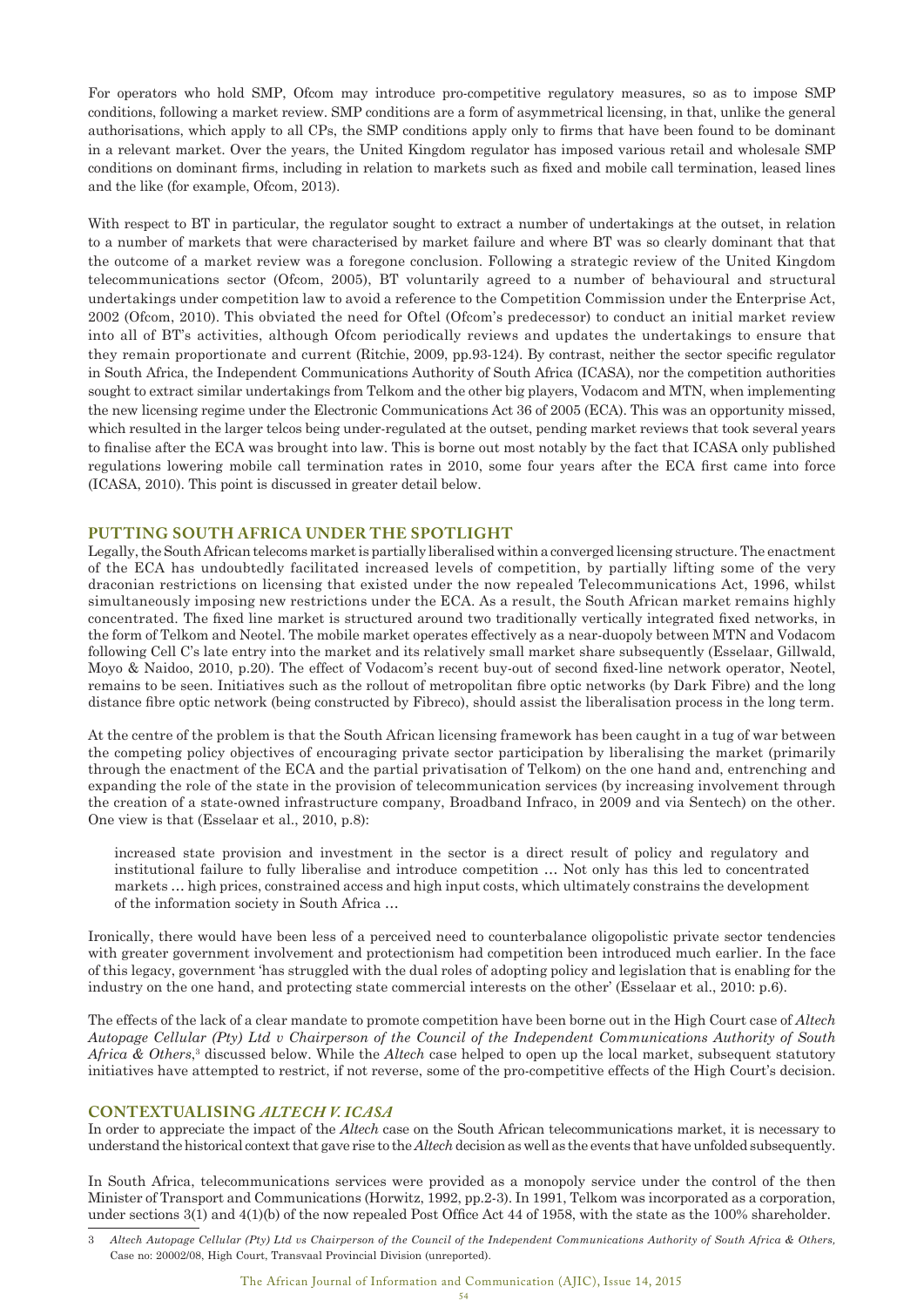For operators who hold SMP, Ofcom may introduce pro-competitive regulatory measures, so as to impose SMP conditions, following a market review. SMP conditions are a form of asymmetrical licensing, in that, unlike the general authorisations, which apply to all CPs, the SMP conditions apply only to firms that have been found to be dominant in a relevant market. Over the years, the United Kingdom regulator has imposed various retail and wholesale SMP conditions on dominant firms, including in relation to markets such as fixed and mobile call termination, leased lines and the like (for example, Ofcom, 2013).

With respect to BT in particular, the regulator sought to extract a number of undertakings at the outset, in relation to a number of markets that were characterised by market failure and where BT was so clearly dominant that that the outcome of a market review was a foregone conclusion. Following a strategic review of the United Kingdom telecommunications sector (Ofcom, 2005), BT voluntarily agreed to a number of behavioural and structural undertakings under competition law to avoid a reference to the Competition Commission under the Enterprise Act, 2002 (Ofcom, 2010). This obviated the need for Oftel (Ofcom's predecessor) to conduct an initial market review into all of BT's activities, although Ofcom periodically reviews and updates the undertakings to ensure that they remain proportionate and current (Ritchie, 2009, pp.93-124). By contrast, neither the sector specific regulator in South Africa, the Independent Communications Authority of South Africa (ICASA), nor the competition authorities sought to extract similar undertakings from Telkom and the other big players, Vodacom and MTN, when implementing the new licensing regime under the Electronic Communications Act 36 of 2005 (ECA). This was an opportunity missed, which resulted in the larger telcos being under-regulated at the outset, pending market reviews that took several years to finalise after the ECA was brought into law. This is borne out most notably by the fact that ICASA only published regulations lowering mobile call termination rates in 2010, some four years after the ECA first came into force (ICASA, 2010). This point is discussed in greater detail below.

## PUTTING SOUTH AFRICA UNDER THE SPOTLIGHT

Legally, the South African telecoms market is partially liberalised within a converged licensing structure. The enactment of the ECA has undoubtedly facilitated increased levels of competition, by partially lifting some of the very draconian restrictions on licensing that existed under the now repealed Telecommunications Act, 1996, whilst simultaneously imposing new restrictions under the ECA. As a result, the South African market remains highly concentrated. The fixed line market is structured around two traditionally vertically integrated fixed networks, in the form of Telkom and Neotel. The mobile market operates effectively as a near-duopoly between MTN and Vodacom following Cell C's late entry into the market and its relatively small market share subsequently (Esselaar, Gillwald, Moyo & Naidoo, 2010, p.20). The effect of Vodacom's recent buy-out of second fixed-line network operator, Neotel, remains to be seen. Initiatives such as the rollout of metropolitan fibre optic networks (by Dark Fibre) and the long distance fibre optic network (being constructed by Fibreco), should assist the liberalisation process in the long term.

At the centre of the problem is that the South African licensing framework has been caught in a tug of war between the competing policy objectives of encouraging private sector participation by liberalising the market (primarily through the enactment of the ECA and the partial privatisation of Telkom) on the one hand and, entrenching and expanding the role of the state in the provision of telecommunication services (by increasing involvement through the creation of a state-owned infrastructure company, Broadband Infraco, in 2009 and via Sentech) on the other. One view is that (Esselaar et al., 2010, p.8):

> increased state provision and investment in the sector is a direct result of policy and regulatory and institutional failure to fully liberalise and introduce competition … Not only has this led to concentrated markets … high prices, constrained access and high input costs, which ultimately constrains the development of the information society in South Africa …

Ironically, there would have been less of a perceived need to counterbalance oligopolistic private sector tendencies with greater government involvement and protectionism had competition been introduced much earlier. In the face of this legacy, government 'has struggled with the dual roles of adopting policy and legislation that is enabling for the industry on the one hand, and protecting state commercial interests on the other' (Esselaar et al., 2010: p.6).

The effects of the lack of a clear mandate to promote competition have been borne out in the High Court case of *Altech Autopage Cellular (Pty) Ltd v Chairperson of the Council of the Independent Communications Authority of South Africa & Others*,[3] discussed below. While the *Altech* case helped to open up the local market, subsequent statutory initiatives have attempted to restrict, if not reverse, some of the pro-competitive effects of the High Court's decision.

## CONTEXTUALISING *ALTECH V. ICASA*

In order to appreciate the impact of the *Altech* case on the South African telecommunications market, it is necessary to understand the historical context that gave rise to the *Altech* decision as well as the events that have unfolded subsequently.

In South Africa, telecommunications services were provided as a monopoly service under the control of the then Minister of Transport and Communications (Horwitz, 1992, pp.2-3). In 1991, Telkom was incorporated as a corporation, under sections 3(1) and 4(1)(b) of the now repealed Post Office Act 44 of 1958, with the state as the 100% shareholder.

[3] *Altech Autopage Cellular (Pty) Ltd vs Chairperson of the Council of the Independent Communications Authority of South Africa & Others,* Case no: 20002/08, High Court, Transvaal Provincial Division (unreported).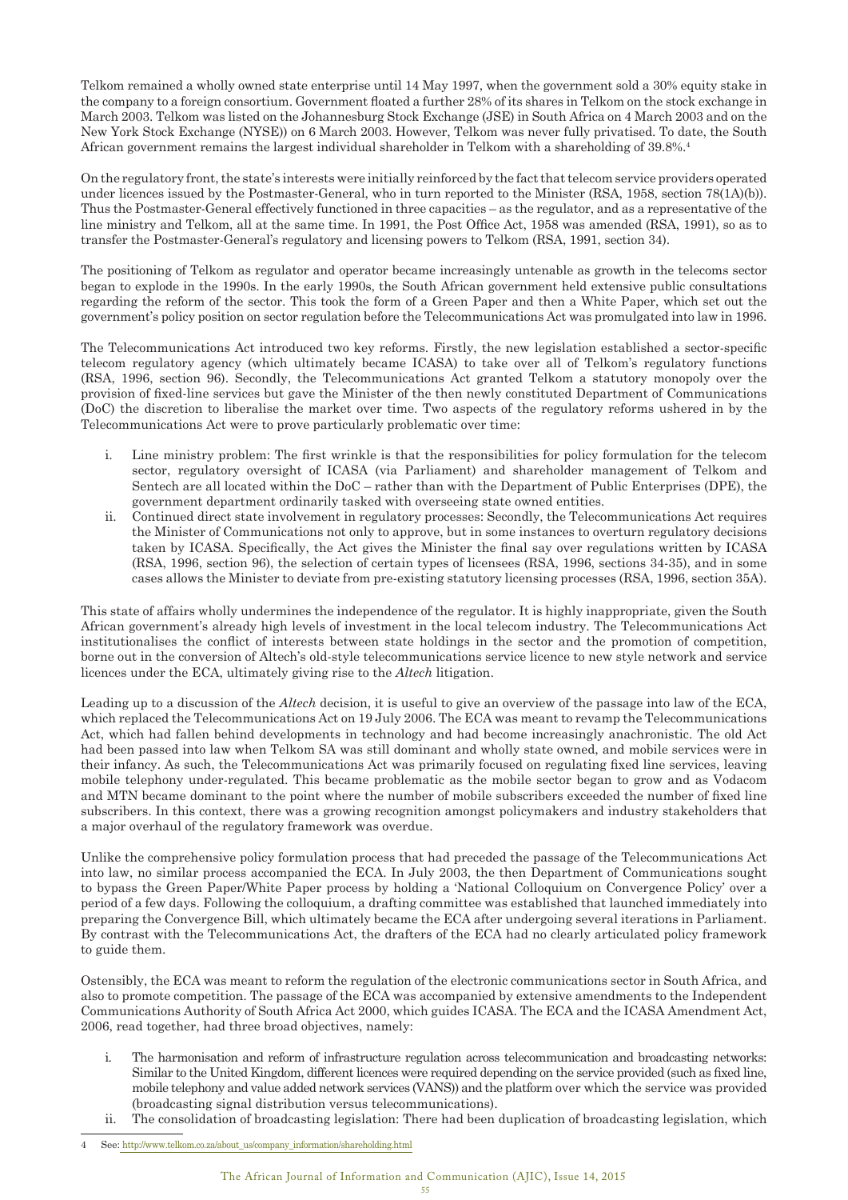Telkom remained a wholly owned state enterprise until 14 May 1997, when the government sold a 30% equity stake in the company to a foreign consortium. Government floated a further 28% of its shares in Telkom on the stock exchange in March 2003. Telkom was listed on the Johannesburg Stock Exchange (JSE) in South Africa on 4 March 2003 and on the New York Stock Exchange (NYSE)) on 6 March 2003. However, Telkom was never fully privatised. To date, the South African government remains the largest individual shareholder in Telkom with a shareholding of 39.8%.[4]

On the regulatory front, the state's interests were initially reinforced by the fact that telecom service providers operated under licences issued by the Postmaster-General, who in turn reported to the Minister (RSA, 1958, section 78(1A)(b)). Thus the Postmaster-General effectively functioned in three capacities – as the regulator, and as a representative of the line ministry and Telkom, all at the same time. In 1991, the Post Office Act, 1958 was amended (RSA, 1991), so as to transfer the Postmaster-General's regulatory and licensing powers to Telkom (RSA, 1991, section 34).

The positioning of Telkom as regulator and operator became increasingly untenable as growth in the telecoms sector began to explode in the 1990s. In the early 1990s, the South African government held extensive public consultations regarding the reform of the sector. This took the form of a Green Paper and then a White Paper, which set out the government's policy position on sector regulation before the Telecommunications Act was promulgated into law in 1996.

The Telecommunications Act introduced two key reforms. Firstly, the new legislation established a sector-specific telecom regulatory agency (which ultimately became ICASA) to take over all of Telkom's regulatory functions (RSA, 1996, section 96). Secondly, the Telecommunications Act granted Telkom a statutory monopoly over the provision of fixed-line services but gave the Minister of the then newly constituted Department of Communications (DoC) the discretion to liberalise the market over time. Two aspects of the regulatory reforms ushered in by the Telecommunications Act were to prove particularly problematic over time:

i. Line ministry problem: The first wrinkle is that the responsibilities for policy formulation for the telecom sector, regulatory oversight of ICASA (via Parliament) and shareholder management of Telkom and Sentech are all located within the DoC – rather than with the Department of Public Enterprises (DPE), the government department ordinarily tasked with overseeing state owned entities.
ii. Continued direct state involvement in regulatory processes: Secondly, the Telecommunications Act requires the Minister of Communications not only to approve, but in some instances to overturn regulatory decisions taken by ICASA. Specifically, the Act gives the Minister the final say over regulations written by ICASA (RSA, 1996, section 96), the selection of certain types of licensees (RSA, 1996, sections 34-35), and in some cases allows the Minister to deviate from pre-existing statutory licensing processes (RSA, 1996, section 35A).

This state of affairs wholly undermines the independence of the regulator. It is highly inappropriate, given the South African government's already high levels of investment in the local telecom industry. The Telecommunications Act institutionalises the conflict of interests between state holdings in the sector and the promotion of competition, borne out in the conversion of Altech's old-style telecommunications service licence to new style network and service licences under the ECA, ultimately giving rise to the *Altech* litigation.

Leading up to a discussion of the *Altech* decision, it is useful to give an overview of the passage into law of the ECA, which replaced the Telecommunications Act on 19 July 2006. The ECA was meant to revamp the Telecommunications Act, which had fallen behind developments in technology and had become increasingly anachronistic. The old Act had been passed into law when Telkom SA was still dominant and wholly state owned, and mobile services were in their infancy. As such, the Telecommunications Act was primarily focused on regulating fixed line services, leaving mobile telephony under-regulated. This became problematic as the mobile sector began to grow and as Vodacom and MTN became dominant to the point where the number of mobile subscribers exceeded the number of fixed line subscribers. In this context, there was a growing recognition amongst policymakers and industry stakeholders that a major overhaul of the regulatory framework was overdue.

Unlike the comprehensive policy formulation process that had preceded the passage of the Telecommunications Act into law, no similar process accompanied the ECA. In July 2003, the then Department of Communications sought to bypass the Green Paper/White Paper process by holding a 'National Colloquium on Convergence Policy' over a period of a few days. Following the colloquium, a drafting committee was established that launched immediately into preparing the Convergence Bill, which ultimately became the ECA after undergoing several iterations in Parliament. By contrast with the Telecommunications Act, the drafters of the ECA had no clearly articulated policy framework to guide them.

Ostensibly, the ECA was meant to reform the regulation of the electronic communications sector in South Africa, and also to promote competition. The passage of the ECA was accompanied by extensive amendments to the Independent Communications Authority of South Africa Act 2000, which guides ICASA. The ECA and the ICASA Amendment Act, 2006, read together, had three broad objectives, namely:

i. The harmonisation and reform of infrastructure regulation across telecommunication and broadcasting networks: Similar to the United Kingdom, different licences were required depending on the service provided (such as fixed line, mobile telephony and value added network services (VANS)) and the platform over which the service was provided (broadcasting signal distribution versus telecommunications).
ii. The consolidation of broadcasting legislation: There had been duplication of broadcasting legislation, which

4 See: http://www.telkom.co.za/about_us/company_information/shareholding.html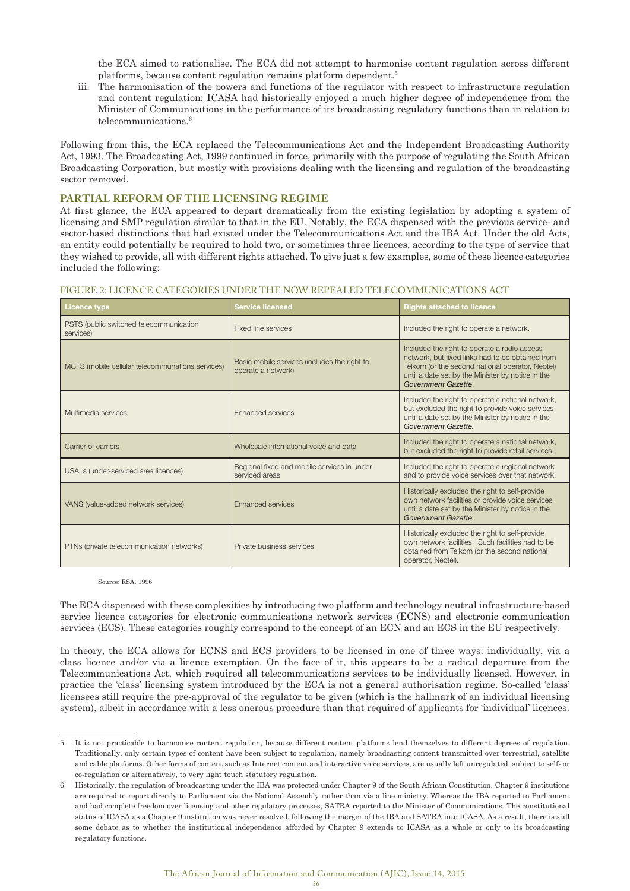the ECA aimed to rationalise. The ECA did not attempt to harmonise content regulation across different platforms, because content regulation remains platform dependent.[5]

iii. The harmonisation of the powers and functions of the regulator with respect to infrastructure regulation and content regulation: ICASA had historically enjoyed a much higher degree of independence from the Minister of Communications in the performance of its broadcasting regulatory functions than in relation to telecommunications.[6]

Following from this, the ECA replaced the Telecommunications Act and the Independent Broadcasting Authority Act, 1993. The Broadcasting Act, 1999 continued in force, primarily with the purpose of regulating the South African Broadcasting Corporation, but mostly with provisions dealing with the licensing and regulation of the broadcasting sector removed.

## PARTIAL REFORM OF THE LICENSING REGIME

At first glance, the ECA appeared to depart dramatically from the existing legislation by adopting a system of licensing and SMP regulation similar to that in the EU. Notably, the ECA dispensed with the previous service- and sector-based distinctions that had existed under the Telecommunications Act and the IBA Act. Under the old Acts, an entity could potentially be required to hold two, or sometimes three licences, according to the type of service that they wished to provide, all with different rights attached. To give just a few examples, some of these licence categories included the following:

FIGURE 2: LICENCE CATEGORIES UNDER THE NOW REPEALED TELECOMMUNICATIONS ACT

| Licence type | Service licensed | Rights attached to licence |
|---|---|---|
| PSTS (public switched telecommunication services) | Fixed line services | Included the right to operate a network. |
| MCTS (mobile cellular telecommunations services) | Basic mobile services (includes the right to operate a network) | Included the right to operate a radio access network, but fixed links had to be obtained from Telkom (or the second national operator, Neotel) until a date set by the Minister by notice in the *Government Gazette*. |
| Multimedia services | Enhanced services | Included the right to operate a national network, but excluded the right to provide voice services until a date set by the Minister by notice in the *Government Gazette.* |
| Carrier of carriers | Wholesale international voice and data | Included the right to operate a national network, but excluded the right to provide retail services. |
| USALs (under-serviced area licences) | Regional fixed and mobile services in under-serviced areas | Included the right to operate a regional network and to provide voice services over that network. |
| VANS (value-added network services) | Enhanced services | Historically excluded the right to self-provide own network facilities or provide voice services until a date set by the Minister by notice in the *Government Gazette.* |
| PTNs (private telecommunication networks) | Private business services | Historically excluded the right to self-provide own network facilities. Such facilities had to be obtained from Telkom (or the second national operator, Neotel). |

Source: RSA, 1996

The ECA dispensed with these complexities by introducing two platform and technology neutral infrastructure-based service licence categories for electronic communications network services (ECNS) and electronic communication services (ECS). These categories roughly correspond to the concept of an ECN and an ECS in the EU respectively.

In theory, the ECA allows for ECNS and ECS providers to be licensed in one of three ways: individually, via a class licence and/or via a licence exemption. On the face of it, this appears to be a radical departure from the Telecommunications Act, which required all telecommunications services to be individually licensed. However, in practice the 'class' licensing system introduced by the ECA is not a general authorisation regime. So-called 'class' licensees still require the pre-approval of the regulator to be given (which is the hallmark of an individual licensing system), albeit in accordance with a less onerous procedure than that required of applicants for 'individual' licences.

---

5 It is not practicable to harmonise content regulation, because different content platforms lend themselves to different degrees of regulation. Traditionally, only certain types of content have been subject to regulation, namely broadcasting content transmitted over terrestrial, satellite and cable platforms. Other forms of content such as Internet content and interactive voice services, are usually left unregulated, subject to self- or co-regulation or alternatively, to very light touch statutory regulation.

6 Historically, the regulation of broadcasting under the IBA was protected under Chapter 9 of the South African Constitution. Chapter 9 institutions are required to report directly to Parliament via the National Assembly rather than via a line ministry. Whereas the IBA reported to Parliament and had complete freedom over licensing and other regulatory processes, SATRA reported to the Minister of Communications. The constitutional status of ICASA as a Chapter 9 institution was never resolved, following the merger of the IBA and SATRA into ICASA. As a result, there is still some debate as to whether the institutional independence afforded by Chapter 9 extends to ICASA as a whole or only to its broadcasting regulatory functions.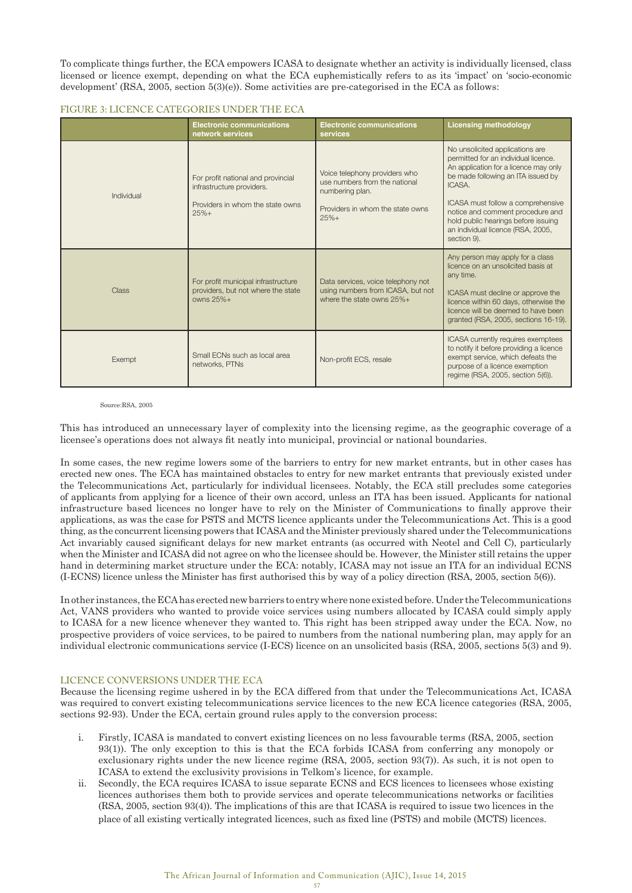To complicate things further, the ECA empowers ICASA to designate whether an activity is individually licensed, class licensed or licence exempt, depending on what the ECA euphemistically refers to as its 'impact' on 'socio-economic development' (RSA, 2005, section 5(3)(e)). Some activities are pre-categorised in the ECA as follows:

FIGURE 3: LICENCE CATEGORIES UNDER THE ECA

| | Electronic communications network services | Electronic communications services | Licensing methodology |
|---|---|---|---|
| Individual | For profit national and provincial infrastructure providers.<br><br>Providers in whom the state owns 25%+ | Voice telephony providers who use numbers from the national numbering plan.<br><br>Providers in whom the state owns 25%+ | No unsolicited applications are permitted for an individual licence. An application for a licence may only be made following an ITA issued by ICASA.<br><br>ICASA must follow a comprehensive notice and comment procedure and hold public hearings before issuing an individual licence (RSA, 2005, section 9). |
| Class | For profit municipal infrastructure providers, but not where the state owns 25%+ | Data services, voice telephony not using numbers from ICASA, but not where the state owns 25%+ | Any person may apply for a class licence on an unsolicited basis at any time.<br><br>ICASA must decline or approve the licence within 60 days, otherwise the licence will be deemed to have been granted (RSA, 2005, sections 16-19). |
| Exempt | Small ECNs such as local area networks, PTNs | Non-profit ECS, resale | ICASA currently requires exemptees to notify it before providing a licence exempt service, which defeats the purpose of a licence exemption regime (RSA, 2005, section 5(6)). |

Source:RSA, 2005

This has introduced an unnecessary layer of complexity into the licensing regime, as the geographic coverage of a licensee's operations does not always fit neatly into municipal, provincial or national boundaries.

In some cases, the new regime lowers some of the barriers to entry for new market entrants, but in other cases has erected new ones. The ECA has maintained obstacles to entry for new market entrants that previously existed under the Telecommunications Act, particularly for individual licensees. Notably, the ECA still precludes some categories of applicants from applying for a licence of their own accord, unless an ITA has been issued. Applicants for national infrastructure based licences no longer have to rely on the Minister of Communications to finally approve their applications, as was the case for PSTS and MCTS licence applicants under the Telecommunications Act. This is a good thing, as the concurrent licensing powers that ICASA and the Minister previously shared under the Telecommunications Act invariably caused significant delays for new market entrants (as occurred with Neotel and Cell C), particularly when the Minister and ICASA did not agree on who the licensee should be. However, the Minister still retains the upper hand in determining market structure under the ECA: notably, ICASA may not issue an ITA for an individual ECNS (I-ECNS) licence unless the Minister has first authorised this by way of a policy direction (RSA, 2005, section 5(6)).

In other instances, the ECA has erected new barriers to entry where none existed before. Under the Telecommunications Act, VANS providers who wanted to provide voice services using numbers allocated by ICASA could simply apply to ICASA for a new licence whenever they wanted to. This right has been stripped away under the ECA. Now, no prospective providers of voice services, to be paired to numbers from the national numbering plan, may apply for an individual electronic communications service (I-ECS) licence on an unsolicited basis (RSA, 2005, sections 5(3) and 9).

## LICENCE CONVERSIONS UNDER THE ECA

Because the licensing regime ushered in by the ECA differed from that under the Telecommunications Act, ICASA was required to convert existing telecommunications service licences to the new ECA licence categories (RSA, 2005, sections 92-93). Under the ECA, certain ground rules apply to the conversion process:

i. Firstly, ICASA is mandated to convert existing licences on no less favourable terms (RSA, 2005, section 93(1)). The only exception to this is that the ECA forbids ICASA from conferring any monopoly or exclusionary rights under the new licence regime (RSA, 2005, section 93(7)). As such, it is not open to ICASA to extend the exclusivity provisions in Telkom's licence, for example.

ii. Secondly, the ECA requires ICASA to issue separate ECNS and ECS licences to licensees whose existing licences authorises them both to provide services and operate telecommunications networks or facilities (RSA, 2005, section 93(4)). The implications of this are that ICASA is required to issue two licences in the place of all existing vertically integrated licences, such as fixed line (PSTS) and mobile (MCTS) licences.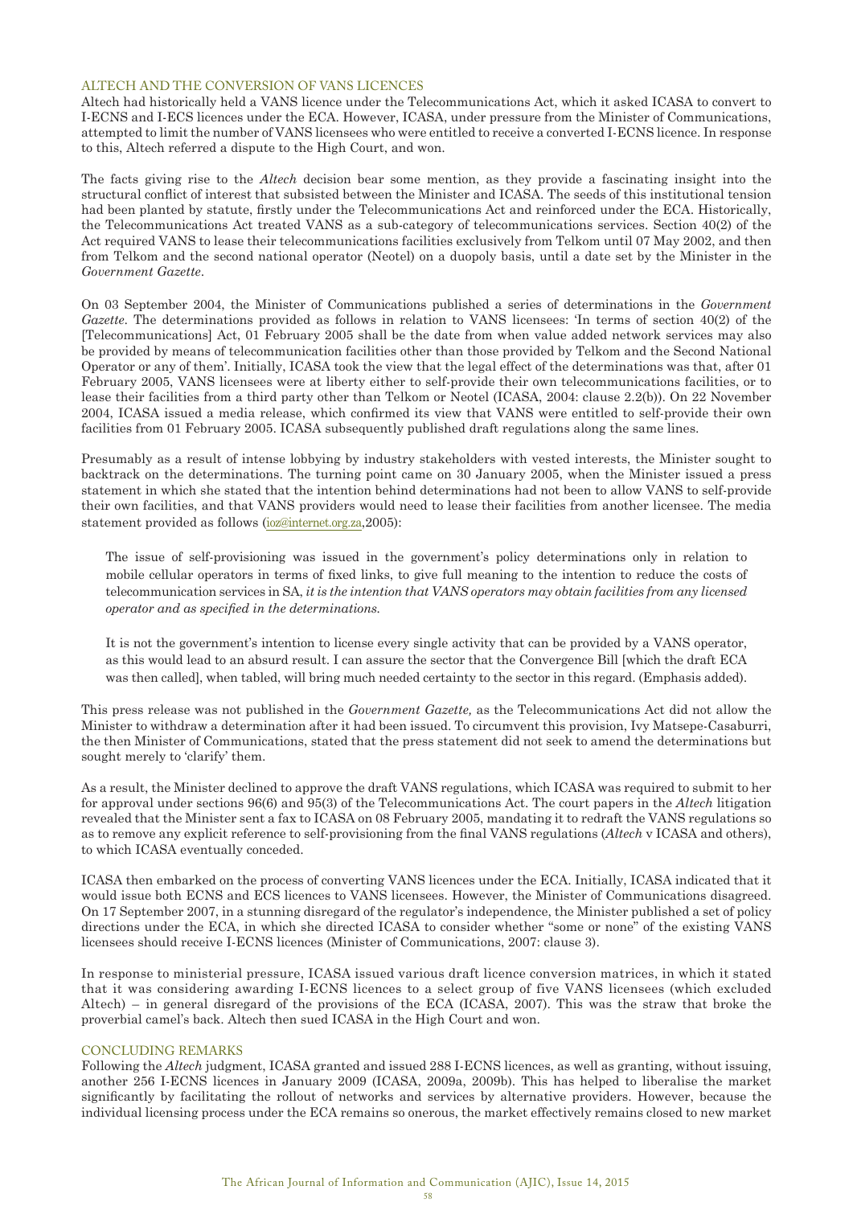## ALTECH AND THE CONVERSION OF VANS LICENCES

Altech had historically held a VANS licence under the Telecommunications Act, which it asked ICASA to convert to I-ECNS and I-ECS licences under the ECA. However, ICASA, under pressure from the Minister of Communications, attempted to limit the number of VANS licensees who were entitled to receive a converted I-ECNS licence. In response to this, Altech referred a dispute to the High Court, and won.

The facts giving rise to the *Altech* decision bear some mention, as they provide a fascinating insight into the structural conflict of interest that subsisted between the Minister and ICASA. The seeds of this institutional tension had been planted by statute, firstly under the Telecommunications Act and reinforced under the ECA. Historically, the Telecommunications Act treated VANS as a sub-category of telecommunications services. Section 40(2) of the Act required VANS to lease their telecommunications facilities exclusively from Telkom until 07 May 2002, and then from Telkom and the second national operator (Neotel) on a duopoly basis, until a date set by the Minister in the *Government Gazette*.

On 03 September 2004, the Minister of Communications published a series of determinations in the *Government Gazette*. The determinations provided as follows in relation to VANS licensees: 'In terms of section 40(2) of the [Telecommunications] Act, 01 February 2005 shall be the date from when value added network services may also be provided by means of telecommunication facilities other than those provided by Telkom and the Second National Operator or any of them'. Initially, ICASA took the view that the legal effect of the determinations was that, after 01 February 2005, VANS licensees were at liberty either to self-provide their own telecommunications facilities, or to lease their facilities from a third party other than Telkom or Neotel (ICASA, 2004: clause 2.2(b)). On 22 November 2004, ICASA issued a media release, which confirmed its view that VANS were entitled to self-provide their own facilities from 01 February 2005. ICASA subsequently published draft regulations along the same lines.

Presumably as a result of intense lobbying by industry stakeholders with vested interests, the Minister sought to backtrack on the determinations. The turning point came on 30 January 2005, when the Minister issued a press statement in which she stated that the intention behind determinations had not been to allow VANS to self-provide their own facilities, and that VANS providers would need to lease their facilities from another licensee. The media statement provided as follows (ioz@internet.org.za,2005):

> The issue of self-provisioning was issued in the government's policy determinations only in relation to mobile cellular operators in terms of fixed links, to give full meaning to the intention to reduce the costs of telecommunication services in SA, *it is the intention that VANS operators may obtain facilities from any licensed operator and as specified in the determinations.*
>
> It is not the government's intention to license every single activity that can be provided by a VANS operator, as this would lead to an absurd result. I can assure the sector that the Convergence Bill [which the draft ECA was then called], when tabled, will bring much needed certainty to the sector in this regard. (Emphasis added).

This press release was not published in the *Government Gazette,* as the Telecommunications Act did not allow the Minister to withdraw a determination after it had been issued. To circumvent this provision, Ivy Matsepe-Casaburri, the then Minister of Communications, stated that the press statement did not seek to amend the determinations but sought merely to 'clarify' them.

As a result, the Minister declined to approve the draft VANS regulations, which ICASA was required to submit to her for approval under sections 96(6) and 95(3) of the Telecommunications Act. The court papers in the *Altech* litigation revealed that the Minister sent a fax to ICASA on 08 February 2005, mandating it to redraft the VANS regulations so as to remove any explicit reference to self-provisioning from the final VANS regulations (*Altech* v ICASA and others), to which ICASA eventually conceded.

ICASA then embarked on the process of converting VANS licences under the ECA. Initially, ICASA indicated that it would issue both ECNS and ECS licences to VANS licensees. However, the Minister of Communications disagreed. On 17 September 2007, in a stunning disregard of the regulator's independence, the Minister published a set of policy directions under the ECA, in which she directed ICASA to consider whether "some or none" of the existing VANS licensees should receive I-ECNS licences (Minister of Communications, 2007: clause 3).

In response to ministerial pressure, ICASA issued various draft licence conversion matrices, in which it stated that it was considering awarding I-ECNS licences to a select group of five VANS licensees (which excluded Altech) – in general disregard of the provisions of the ECA (ICASA, 2007). This was the straw that broke the proverbial camel's back. Altech then sued ICASA in the High Court and won.

## CONCLUDING REMARKS

Following the *Altech* judgment, ICASA granted and issued 288 I-ECNS licences, as well as granting, without issuing, another 256 I-ECNS licences in January 2009 (ICASA, 2009a, 2009b). This has helped to liberalise the market significantly by facilitating the rollout of networks and services by alternative providers. However, because the individual licensing process under the ECA remains so onerous, the market effectively remains closed to new market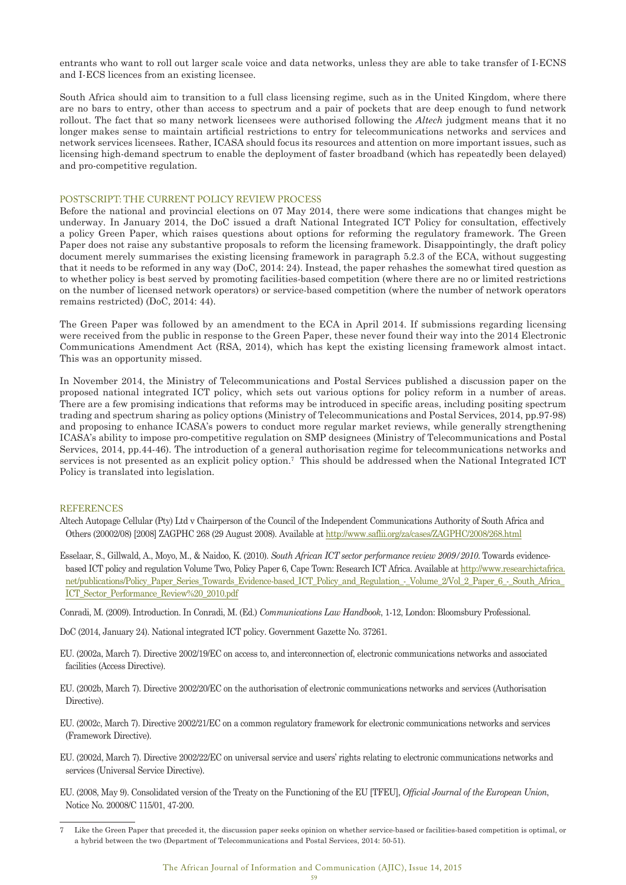entrants who want to roll out larger scale voice and data networks, unless they are able to take transfer of I-ECNS and I-ECS licences from an existing licensee.

South Africa should aim to transition to a full class licensing regime, such as in the United Kingdom, where there are no bars to entry, other than access to spectrum and a pair of pockets that are deep enough to fund network rollout. The fact that so many network licensees were authorised following the *Altech* judgment means that it no longer makes sense to maintain artificial restrictions to entry for telecommunications networks and services and network services licensees. Rather, ICASA should focus its resources and attention on more important issues, such as licensing high-demand spectrum to enable the deployment of faster broadband (which has repeatedly been delayed) and pro-competitive regulation.

## POSTSCRIPT: THE CURRENT POLICY REVIEW PROCESS

Before the national and provincial elections on 07 May 2014, there were some indications that changes might be underway. In January 2014, the DoC issued a draft National Integrated ICT Policy for consultation, effectively a policy Green Paper, which raises questions about options for reforming the regulatory framework. The Green Paper does not raise any substantive proposals to reform the licensing framework. Disappointingly, the draft policy document merely summarises the existing licensing framework in paragraph 5.2.3 of the ECA, without suggesting that it needs to be reformed in any way (DoC, 2014: 24). Instead, the paper rehashes the somewhat tired question as to whether policy is best served by promoting facilities-based competition (where there are no or limited restrictions on the number of licensed network operators) or service-based competition (where the number of network operators remains restricted) (DoC, 2014: 44).

The Green Paper was followed by an amendment to the ECA in April 2014. If submissions regarding licensing were received from the public in response to the Green Paper, these never found their way into the 2014 Electronic Communications Amendment Act (RSA, 2014), which has kept the existing licensing framework almost intact. This was an opportunity missed.

In November 2014, the Ministry of Telecommunications and Postal Services published a discussion paper on the proposed national integrated ICT policy, which sets out various options for policy reform in a number of areas. There are a few promising indications that reforms may be introduced in specific areas, including positing spectrum trading and spectrum sharing as policy options (Ministry of Telecommunications and Postal Services, 2014, pp.97-98) and proposing to enhance ICASA's powers to conduct more regular market reviews, while generally strengthening ICASA's ability to impose pro-competitive regulation on SMP designees (Ministry of Telecommunications and Postal Services, 2014, pp.44-46). The introduction of a general authorisation regime for telecommunications networks and services is not presented as an explicit policy option.[7] This should be addressed when the National Integrated ICT Policy is translated into legislation.

## REFERENCES

Altech Autopage Cellular (Pty) Ltd v Chairperson of the Council of the Independent Communications Authority of South Africa and Others (20002/08) [2008] ZAGPHC 268 (29 August 2008). Available at http://www.saflii.org/za/cases/ZAGPHC/2008/268.html

Esselaar, S., Gillwald, A., Moyo, M., & Naidoo, K. (2010). *South African ICT sector performance review 2009/2010*. Towards evidence-based ICT policy and regulation Volume Two, Policy Paper 6, Cape Town: Research ICT Africa. Available at http://www.researchictafrica.net/publications/Policy_Paper_Series_Towards_Evidence-based_ICT_Policy_and_Regulation_-_Volume_2/Vol_2_Paper_6_-_South_Africa_ICT_Sector_Performance_Review%20_2010.pdf

Conradi, M. (2009). Introduction. In Conradi, M. (Ed.) *Communications Law Handbook*, 1-12, London: Bloomsbury Professional.

DoC (2014, January 24). National integrated ICT policy. Government Gazette No. 37261.

EU. (2002a, March 7). Directive 2002/19/EC on access to, and interconnection of, electronic communications networks and associated facilities (Access Directive).

EU. (2002b, March 7). Directive 2002/20/EC on the authorisation of electronic communications networks and services (Authorisation Directive).

EU. (2002c, March 7). Directive 2002/21/EC on a common regulatory framework for electronic communications networks and services (Framework Directive).

EU. (2002d, March 7). Directive 2002/22/EC on universal service and users' rights relating to electronic communications networks and services (Universal Service Directive).

EU. (2008, May 9). Consolidated version of the Treaty on the Functioning of the EU [TFEU], *Official Journal of the European Union*, Notice No. 20008/C 115/01, 47-200.

---

7 Like the Green Paper that preceded it, the discussion paper seeks opinion on whether service-based or facilities-based competition is optimal, or a hybrid between the two (Department of Telecommunications and Postal Services, 2014: 50-51).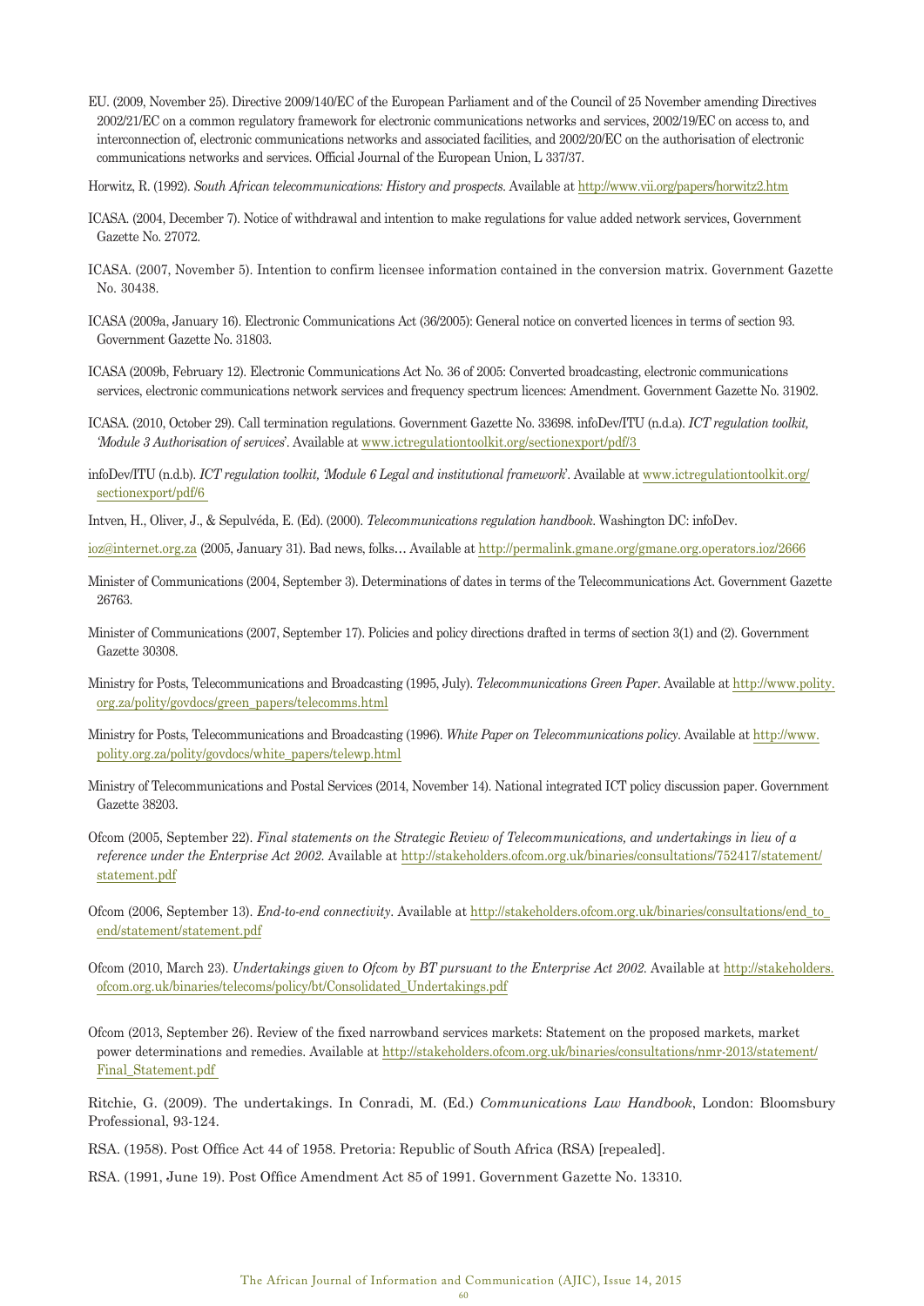EU. (2009, November 25). Directive 2009/140/EC of the European Parliament and of the Council of 25 November amending Directives 2002/21/EC on a common regulatory framework for electronic communications networks and services, 2002/19/EC on access to, and interconnection of, electronic communications networks and associated facilities, and 2002/20/EC on the authorisation of electronic communications networks and services. Official Journal of the European Union, L 337/37.

Horwitz, R. (1992). *South African telecommunications: History and prospects*. Available at http://www.vii.org/papers/horwitz2.htm

ICASA. (2004, December 7). Notice of withdrawal and intention to make regulations for value added network services, Government Gazette No. 27072.

ICASA. (2007, November 5). Intention to confirm licensee information contained in the conversion matrix. Government Gazette No. 30438.

ICASA (2009a, January 16). Electronic Communications Act (36/2005): General notice on converted licences in terms of section 93. Government Gazette No. 31803.

ICASA (2009b, February 12). Electronic Communications Act No. 36 of 2005: Converted broadcasting, electronic communications services, electronic communications network services and frequency spectrum licences: Amendment. Government Gazette No. 31902.

ICASA. (2010, October 29). Call termination regulations. Government Gazette No. 33698. infoDev/ITU (n.d.a). *ICT regulation toolkit, 'Module 3 Authorisation of services'*. Available at www.ictregulationtoolkit.org/sectionexport/pdf/3

infoDev/ITU (n.d.b). *ICT regulation toolkit, 'Module 6 Legal and institutional framework'*. Available at www.ictregulationtoolkit.org/sectionexport/pdf/6

Intven, H., Oliver, J., & Sepulvéda, E. (Ed). (2000). *Telecommunications regulation handbook*. Washington DC: infoDev.

ioz@internet.org.za (2005, January 31). Bad news, folks… Available at http://permalink.gmane.org/gmane.org.operators.ioz/2666

Minister of Communications (2004, September 3). Determinations of dates in terms of the Telecommunications Act. Government Gazette 26763.

Minister of Communications (2007, September 17). Policies and policy directions drafted in terms of section 3(1) and (2). Government Gazette 30308.

Ministry for Posts, Telecommunications and Broadcasting (1995, July). *Telecommunications Green Paper*. Available at http://www.polity.org.za/polity/govdocs/green_papers/telecomms.html

Ministry for Posts, Telecommunications and Broadcasting (1996). *White Paper on Telecommunications policy*. Available at http://www.polity.org.za/polity/govdocs/white_papers/telewp.html

Ministry of Telecommunications and Postal Services (2014, November 14). National integrated ICT policy discussion paper. Government Gazette 38203.

Ofcom (2005, September 22). *Final statements on the Strategic Review of Telecommunications, and undertakings in lieu of a reference under the Enterprise Act 2002*. Available at http://stakeholders.ofcom.org.uk/binaries/consultations/752417/statement/statement.pdf

Ofcom (2006, September 13). *End-to-end connectivity*. Available at http://stakeholders.ofcom.org.uk/binaries/consultations/end_to_end/statement/statement.pdf

Ofcom (2010, March 23). *Undertakings given to Ofcom by BT pursuant to the Enterprise Act 2002*. Available at http://stakeholders.ofcom.org.uk/binaries/telecoms/policy/bt/Consolidated_Undertakings.pdf

Ofcom (2013, September 26). Review of the fixed narrowband services markets: Statement on the proposed markets, market power determinations and remedies. Available at http://stakeholders.ofcom.org.uk/binaries/consultations/nmr-2013/statement/Final_Statement.pdf

Ritchie, G. (2009). The undertakings. In Conradi, M. (Ed.) *Communications Law Handbook*, London: Bloomsbury Professional, 93-124.

RSA. (1958). Post Office Act 44 of 1958. Pretoria: Republic of South Africa (RSA) [repealed].

RSA. (1991, June 19). Post Office Amendment Act 85 of 1991. Government Gazette No. 13310.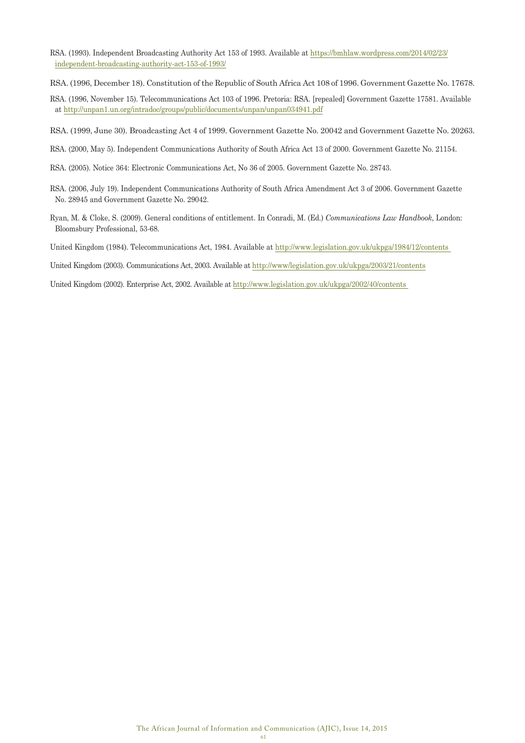RSA. (1993). Independent Broadcasting Authority Act 153 of 1993. Available at https://bmhlaw.wordpress.com/2014/02/23/independent-broadcasting-authority-act-153-of-1993/

RSA. (1996, December 18). Constitution of the Republic of South Africa Act 108 of 1996. Government Gazette No. 17678.

RSA. (1996, November 15). Telecommunications Act 103 of 1996. Pretoria: RSA. [repealed] Government Gazette 17581. Available at http://unpan1.un.org/intradoc/groups/public/documents/unpan/unpan034941.pdf

RSA. (1999, June 30). Broadcasting Act 4 of 1999. Government Gazette No. 20042 and Government Gazette No. 20263.

RSA. (2000, May 5). Independent Communications Authority of South Africa Act 13 of 2000. Government Gazette No. 21154.

RSA. (2005). Notice 364: Electronic Communications Act, No 36 of 2005. Government Gazette No. 28743.

RSA. (2006, July 19). Independent Communications Authority of South Africa Amendment Act 3 of 2006. Government Gazette No. 28945 and Government Gazette No. 29042.

Ryan, M. & Cloke, S. (2009). General conditions of entitlement. In Conradi, M. (Ed.) *Communications Law Handbook*, London: Bloomsbury Professional, 53-68.

United Kingdom (1984). Telecommunications Act, 1984. Available at http://www.legislation.gov.uk/ukpga/1984/12/contents

United Kingdom (2003). Communications Act, 2003. Available at http://www/legislation.gov.uk/ukpga/2003/21/contents

United Kingdom (2002). Enterprise Act, 2002. Available at http://www.legislation.gov.uk/ukpga/2002/40/contents